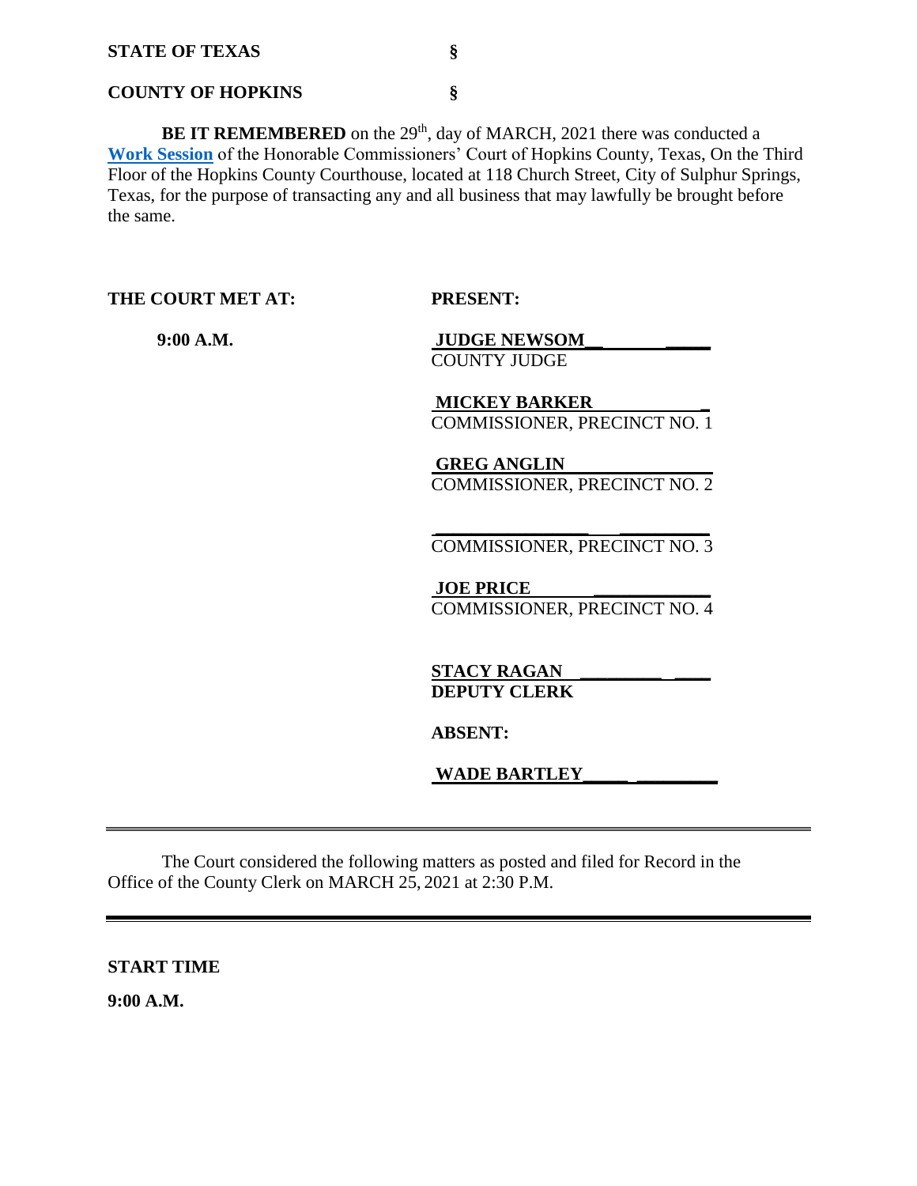**STATE OF TEXAS** §

**COUNTY OF HOPKINS** §

**BE IT REMEMBERED** on the 29th, day of MARCH, 2021 there was conducted a **Work Session** of the Honorable Commissioners' Court of Hopkins County, Texas, On the Third Floor of the Hopkins County Courthouse, located at 118 Church Street, City of Sulphur Springs, Texas, for the purpose of transacting any and all business that may lawfully be brought before the same.

**THE COURT MET AT:**

**9:00 A.M.**

**PRESENT:**

**JUDGE NEWSOM**
COUNTY JUDGE

**MICKEY BARKER**
COMMISSIONER, PRECINCT NO. 1

**GREG ANGLIN**
COMMISSIONER, PRECINCT NO. 2

_______________
COMMISSIONER, PRECINCT NO. 3

**JOE PRICE**
COMMISSIONER, PRECINCT NO. 4

**STACY RAGAN**
**DEPUTY CLERK**

**ABSENT:**

**WADE BARTLEY**

---

The Court considered the following matters as posted and filed for Record in the Office of the County Clerk on MARCH 25, 2021 at 2:30 P.M.

---

**START TIME**

**9:00 A.M.**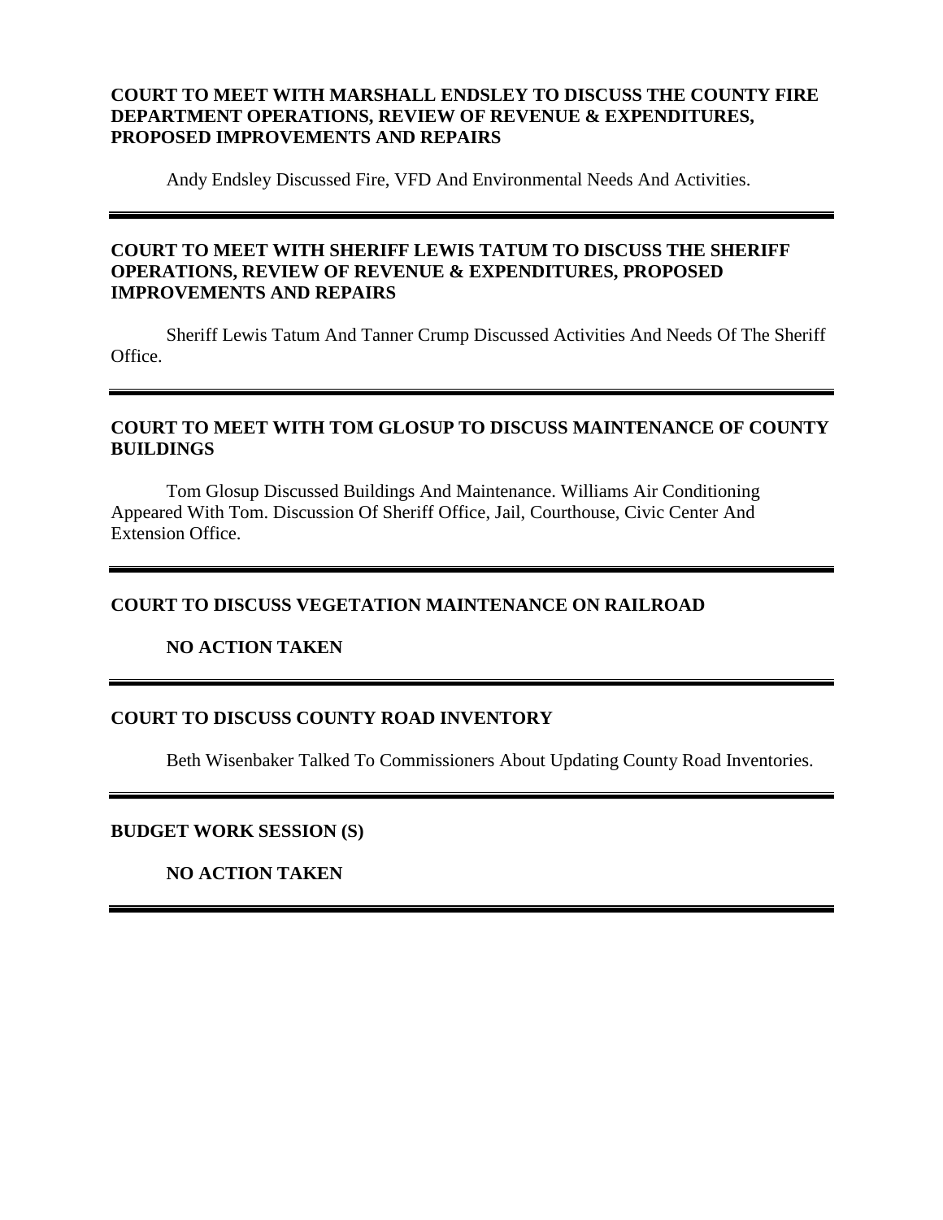**COURT TO MEET WITH MARSHALL ENDSLEY TO DISCUSS THE COUNTY FIRE DEPARTMENT OPERATIONS, REVIEW OF REVENUE & EXPENDITURES, PROPOSED IMPROVEMENTS AND REPAIRS**

Andy Endsley Discussed Fire, VFD And Environmental Needs And Activities.

---

**COURT TO MEET WITH SHERIFF LEWIS TATUM TO DISCUSS THE SHERIFF OPERATIONS, REVIEW OF REVENUE & EXPENDITURES, PROPOSED IMPROVEMENTS AND REPAIRS**

Sheriff Lewis Tatum And Tanner Crump Discussed Activities And Needs Of The Sheriff Office.

---

**COURT TO MEET WITH TOM GLOSUP TO DISCUSS MAINTENANCE OF COUNTY BUILDINGS**

Tom Glosup Discussed Buildings And Maintenance. Williams Air Conditioning Appeared With Tom. Discussion Of Sheriff Office, Jail, Courthouse, Civic Center And Extension Office.

---

**COURT TO DISCUSS VEGETATION MAINTENANCE ON RAILROAD**

**NO ACTION TAKEN**

---

**COURT TO DISCUSS COUNTY ROAD INVENTORY**

Beth Wisenbaker Talked To Commissioners About Updating County Road Inventories.

---

**BUDGET WORK SESSION (S)**

**NO ACTION TAKEN**

---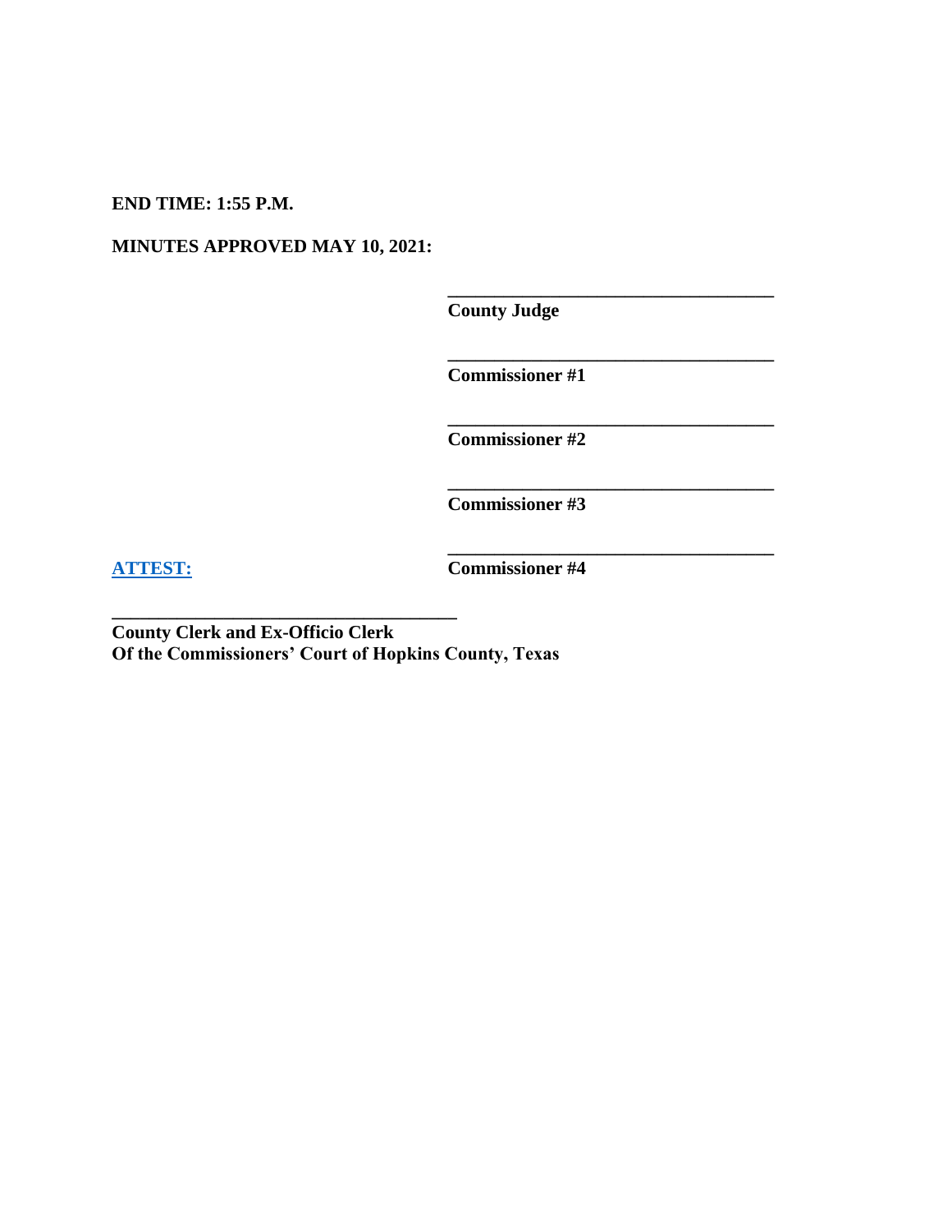**END TIME: 1:55 P.M.**

**MINUTES APPROVED MAY 10, 2021:**

___________________________________
**County Judge**

___________________________________
**Commissioner #1**

___________________________________
**Commissioner #2**

___________________________________
**Commissioner #3**

___________________________________
**Commissioner #4**

**ATTEST:**

___________________________________
**County Clerk and Ex-Officio Clerk**
**Of the Commissioners' Court of Hopkins County, Texas**